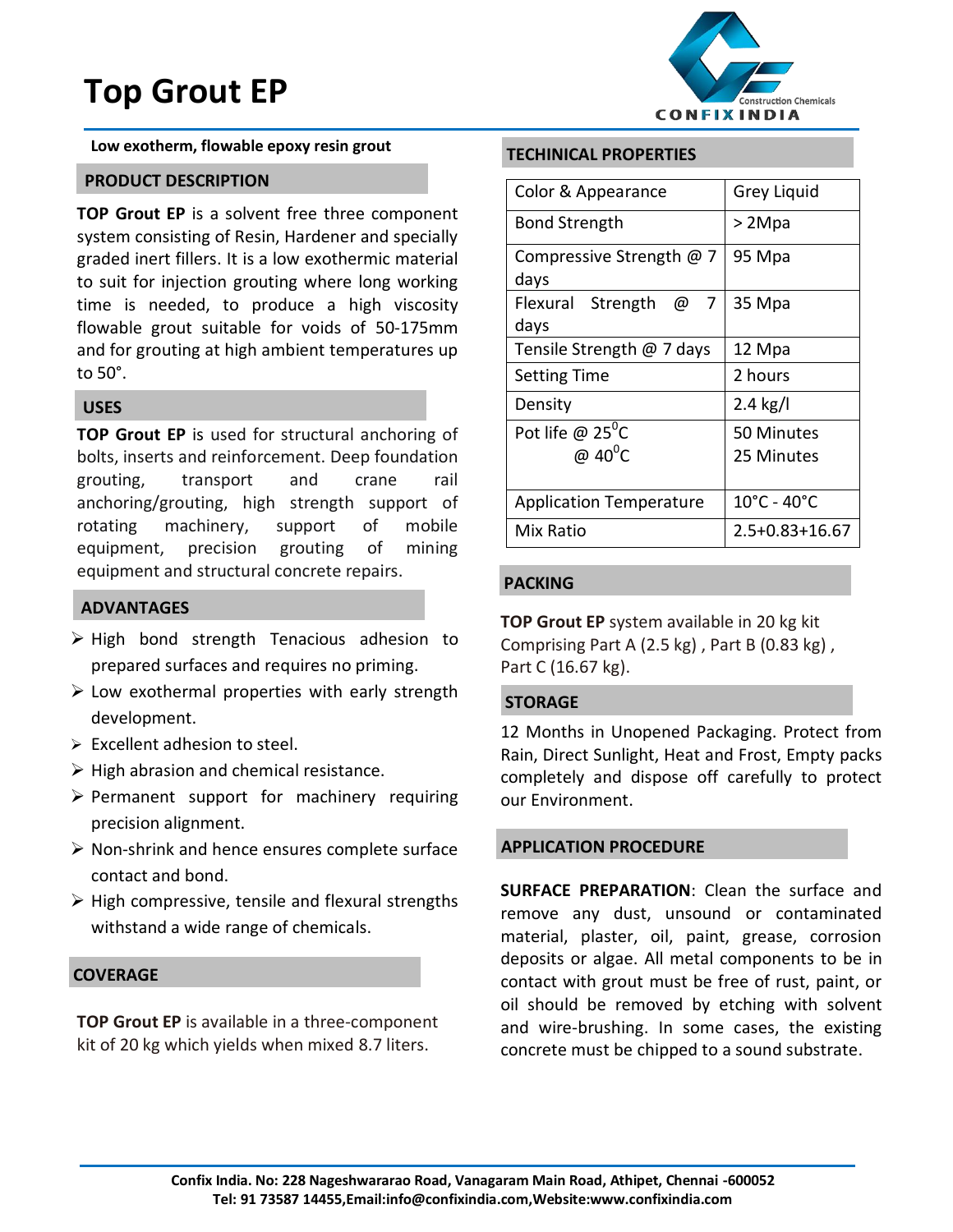# Top Grout EP

**Low exotherm, flowable epoxy resin grout**

## PRODUCT DESCRIPTION

**TOP Grout EP** is a solvent free three component system consisting of Resin, Hardener and specially graded inert fillers. It is a low exothermic material to suit for injection grouting where long working time is needed, to produce a high viscosity flowable grout suitable for voids of 50-175mm and for grouting at high ambient temperatures up to 50°.

## USES

**TOP Grout EP** is used for structural anchoring of bolts, inserts and reinforcement. Deep foundation grouting, transport and crane rail anchoring/grouting, high strength support of rotating machinery, support of mobile equipment, precision grouting of mining equipment and structural concrete repairs.

## ADVANTAGES

- High bond strength Tenacious adhesion to prepared surfaces and requires no priming.
- Low exothermal properties with early strength development.
- Excellent adhesion to steel.
- High abrasion and chemical resistance.
- Permanent support for machinery requiring precision alignment.
- Non-shrink and hence ensures complete surface contact and bond.
- High compressive, tensile and flexural strengths withstand a wide range of chemicals.

## COVERAGE

**TOP Grout EP** is available in a three-component kit of 20 kg which yields when mixed 8.7 liters.

## TECHINICAL PROPERTIES

| Property | Value |
|---|---|
| Color & Appearance | Grey Liquid |
| Bond Strength | > 2Mpa |
| Compressive Strength @ 7 days | 95 Mpa |
| Flexural Strength @ 7 days | 35 Mpa |
| Tensile Strength @ 7 days | 12 Mpa |
| Setting Time | 2 hours |
| Density | 2.4 kg/l |
| Pot life @ 25$^0$C<br>@ 40$^0$C | 50 Minutes<br>25 Minutes |
| Application Temperature | 10°C - 40°C |
| Mix Ratio | 2.5+0.83+16.67 |

## PACKING

**TOP Grout EP** system available in 20 kg kit Comprising Part A (2.5 kg) , Part B (0.83 kg) , Part C (16.67 kg).

## STORAGE

12 Months in Unopened Packaging. Protect from Rain, Direct Sunlight, Heat and Frost, Empty packs completely and dispose off carefully to protect our Environment.

## APPLICATION PROCEDURE

**SURFACE PREPARATION**: Clean the surface and remove any dust, unsound or contaminated material, plaster, oil, paint, grease, corrosion deposits or algae. All metal components to be in contact with grout must be free of rust, paint, or oil should be removed by etching with solvent and wire-brushing. In some cases, the existing concrete must be chipped to a sound substrate.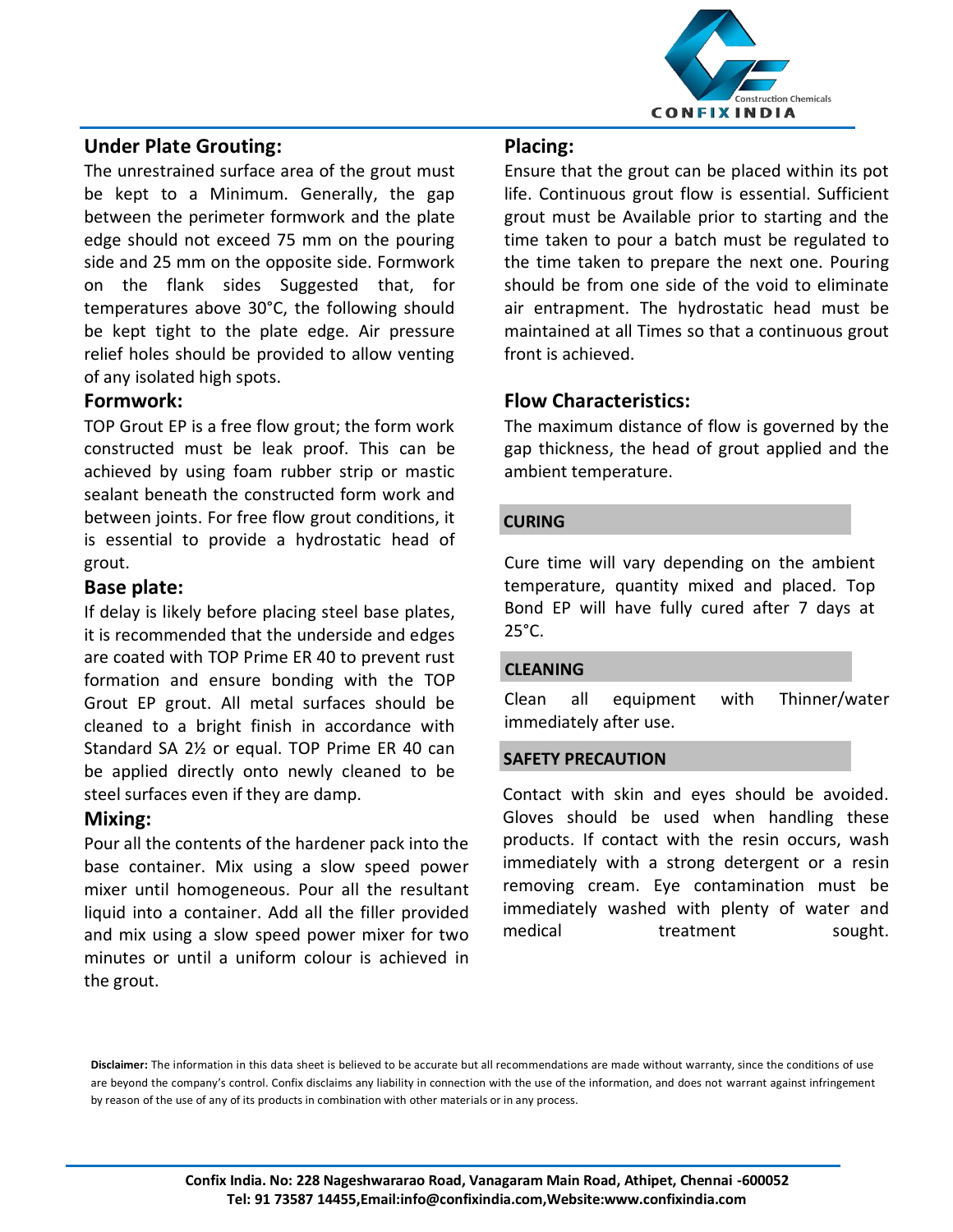## Under Plate Grouting:

The unrestrained surface area of the grout must be kept to a Minimum. Generally, the gap between the perimeter formwork and the plate edge should not exceed 75 mm on the pouring side and 25 mm on the opposite side. Formwork on the flank sides Suggested that, for temperatures above 30°C, the following should be kept tight to the plate edge. Air pressure relief holes should be provided to allow venting of any isolated high spots.

## Formwork:

TOP Grout EP is a free flow grout; the form work constructed must be leak proof. This can be achieved by using foam rubber strip or mastic sealant beneath the constructed form work and between joints. For free flow grout conditions, it is essential to provide a hydrostatic head of grout.

## Base plate:

If delay is likely before placing steel base plates, it is recommended that the underside and edges are coated with TOP Prime ER 40 to prevent rust formation and ensure bonding with the TOP Grout EP grout. All metal surfaces should be cleaned to a bright finish in accordance with Standard SA 2½ or equal. TOP Prime ER 40 can be applied directly onto newly cleaned to be steel surfaces even if they are damp.

## Mixing:

Pour all the contents of the hardener pack into the base container. Mix using a slow speed power mixer until homogeneous. Pour all the resultant liquid into a container. Add all the filler provided and mix using a slow speed power mixer for two minutes or until a uniform colour is achieved in the grout.

## Placing:

Ensure that the grout can be placed within its pot life. Continuous grout flow is essential. Sufficient grout must be Available prior to starting and the time taken to pour a batch must be regulated to the time taken to prepare the next one. Pouring should be from one side of the void to eliminate air entrapment. The hydrostatic head must be maintained at all Times so that a continuous grout front is achieved.

## Flow Characteristics:

The maximum distance of flow is governed by the gap thickness, the head of grout applied and the ambient temperature.

## CURING

Cure time will vary depending on the ambient temperature, quantity mixed and placed. Top Bond EP will have fully cured after 7 days at 25°C.

## CLEANING

Clean all equipment with Thinner/water immediately after use.

## SAFETY PRECAUTION

Contact with skin and eyes should be avoided. Gloves should be used when handling these products. If contact with the resin occurs, wash immediately with a strong detergent or a resin removing cream. Eye contamination must be immediately washed with plenty of water and medical treatment sought.

**Disclaimer:** The information in this data sheet is believed to be accurate but all recommendations are made without warranty, since the conditions of use are beyond the company's control. Confix disclaims any liability in connection with the use of the information, and does not warrant against infringement by reason of the use of any of its products in combination with other materials or in any process.

**Confix India. No: 228 Nageshwararao Road, Vanagaram Main Road, Athipet, Chennai -600052**
**Tel: 91 73587 14455,Email:info@confixindia.com,Website:www.confixindia.com**